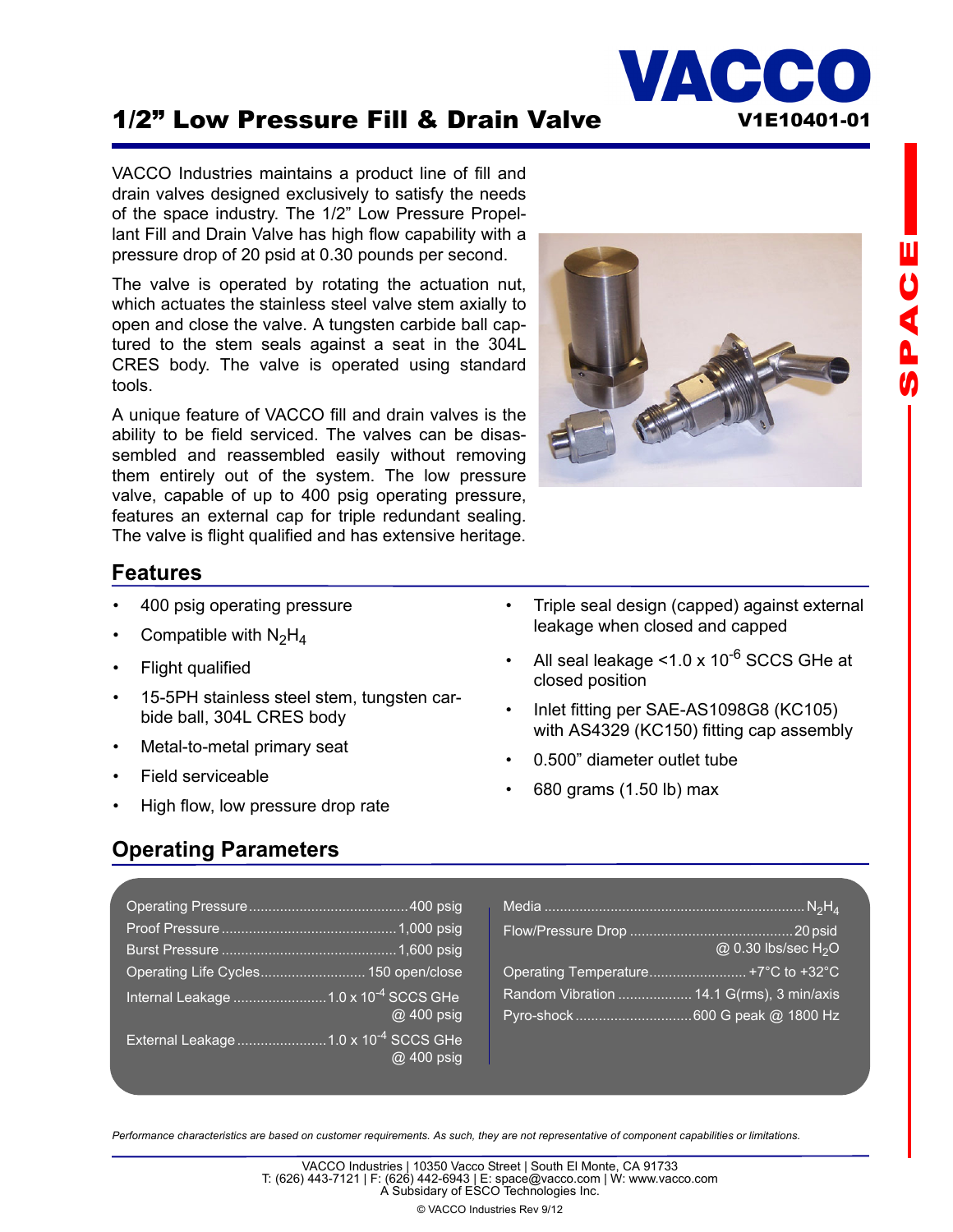# 1/2" Low Pressure Fill & Drain Valve

**VACCO**

**V1E10401-01**

VACCO Industries maintains a product line of fill and drain valves designed exclusively to satisfy the needs of the space industry. The 1/2" Low Pressure Propellant Fill and Drain Valve has high flow capability with a pressure drop of 20 psid at 0.30 pounds per second.

The valve is operated by rotating the actuation nut, which actuates the stainless steel valve stem axially to open and close the valve. A tungsten carbide ball captured to the stem seals against a seat in the 304L CRES body. The valve is operated using standard tools.

A unique feature of VACCO fill and drain valves is the ability to be field serviced. The valves can be disassembled and reassembled easily without removing them entirely out of the system. The low pressure valve, capable of up to 400 psig operating pressure, features an external cap for triple redundant sealing. The valve is flight qualified and has extensive heritage.

## Features

- 400 psig operating pressure
- Compatible with $N_2H_4$
- Flight qualified
- 15-5PH stainless steel stem, tungsten carbide ball, 304L CRES body
- Metal-to-metal primary seat
- Field serviceable
- High flow, low pressure drop rate
- Triple seal design (capped) against external leakage when closed and capped
- All seal leakage <1.0 x $10^{-6}$ SCCS GHe at closed position
- Inlet fitting per SAE-AS1098G8 (KC105) with AS4329 (KC150) fitting cap assembly
- 0.500" diameter outlet tube
- 680 grams (1.50 lb) max

## Operating Parameters

| Parameter | Value |
|---|---|
| Operating Pressure | 400 psig |
| Proof Pressure | 1,000 psig |
| Burst Pressure | 1,600 psig |
| Operating Life Cycles | 150 open/close |
| Internal Leakage | 1.0 x $10^{-4}$ SCCS GHe @ 400 psig |
| External Leakage | 1.0 x $10^{-4}$ SCCS GHe @ 400 psig |
| Media | $N_2H_4$ |
| Flow/Pressure Drop | 20 psid @ 0.30 lbs/sec $H_2O$ |
| Operating Temperature | +7°C to +32°C |
| Random Vibration | 14.1 G(rms), 3 min/axis |
| Pyro-shock | 600 G peak @ 1800 Hz |

*Performance characteristics are based on customer requirements. As such, they are not representative of component capabilities or limitations.*

VACCO Industries | 10350 Vacco Street | South El Monte, CA 91733
T: (626) 443-7121 | F: (626) 442-6943 | E: space@vacco.com | W: www.vacco.com
A Subsidiary of ESCO Technologies Inc.

© VACCO Industries Rev 9/12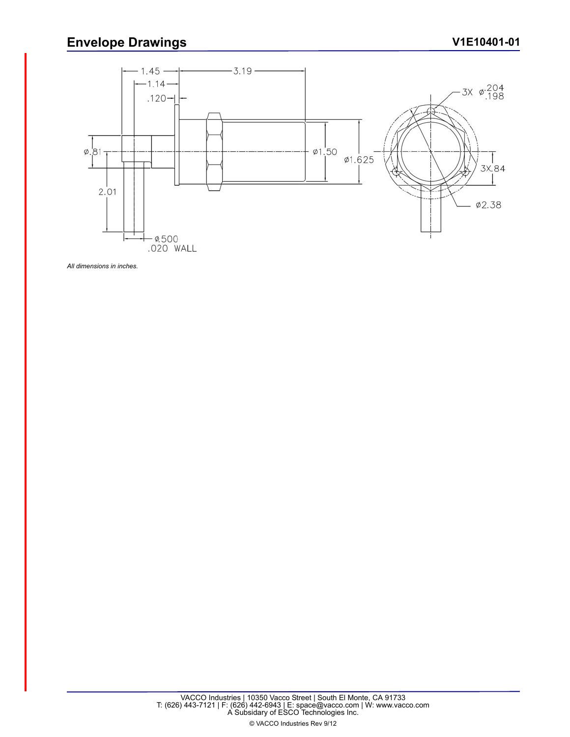## Envelope Drawings

V1E10401-01

1.45
1.14
.120
3.19
3X ⌀.204/.198
⌀.81
⌀1.50
⌀1.625
3X.84
2.01
⌀2.38
⌀.500
.020 WALL

*All dimensions in inches.*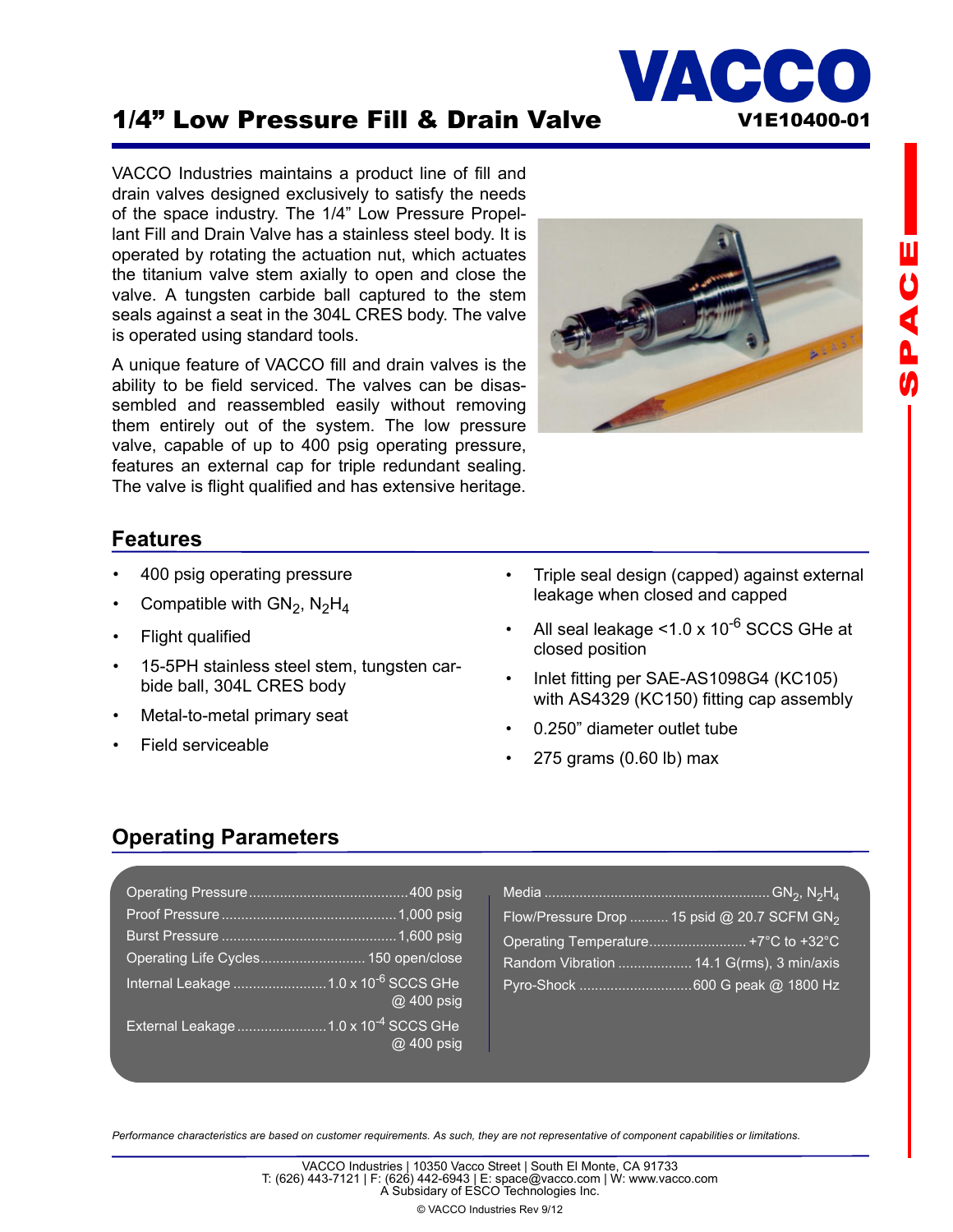# 1/4" Low Pressure Fill & Drain Valve

**VACCO**

**V1E10400-01**

VACCO Industries maintains a product line of fill and drain valves designed exclusively to satisfy the needs of the space industry. The 1/4" Low Pressure Propellant Fill and Drain Valve has a stainless steel body. It is operated by rotating the actuation nut, which actuates the titanium valve stem axially to open and close the valve. A tungsten carbide ball captured to the stem seals against a seat in the 304L CRES body. The valve is operated using standard tools.

A unique feature of VACCO fill and drain valves is the ability to be field serviced. The valves can be disassembled and reassembled easily without removing them entirely out of the system. The low pressure valve, capable of up to 400 psig operating pressure, features an external cap for triple redundant sealing. The valve is flight qualified and has extensive heritage.

## Features

- 400 psig operating pressure
- Compatible with $GN_2$, $N_2H_4$
- Flight qualified
- 15-5PH stainless steel stem, tungsten carbide ball, 304L CRES body
- Metal-to-metal primary seat
- Field serviceable
- Triple seal design (capped) against external leakage when closed and capped
- All seal leakage <1.0 x $10^{-6}$ SCCS GHe at closed position
- Inlet fitting per SAE-AS1098G4 (KC105) with AS4329 (KC150) fitting cap assembly
- 0.250" diameter outlet tube
- 275 grams (0.60 lb) max

## Operating Parameters

| Parameter | Value |
|---|---|
| Operating Pressure | 400 psig |
| Proof Pressure | 1,000 psig |
| Burst Pressure | 1,600 psig |
| Operating Life Cycles | 150 open/close |
| Internal Leakage | 1.0 x $10^{-6}$ SCCS GHe @ 400 psig |
| External Leakage | 1.0 x $10^{-4}$ SCCS GHe @ 400 psig |
| Media | $GN_2$, $N_2H_4$ |
| Flow/Pressure Drop | 15 psid @ 20.7 SCFM $GN_2$ |
| Operating Temperature | +7°C to +32°C |
| Random Vibration | 14.1 G(rms), 3 min/axis |
| Pyro-Shock | 600 G peak @ 1800 Hz |

*Performance characteristics are based on customer requirements. As such, they are not representative of component capabilities or limitations.*

VACCO Industries | 10350 Vacco Street | South El Monte, CA 91733
T: (626) 443-7121 | F: (626) 442-6943 | E: space@vacco.com | W: www.vacco.com
A Subsidary of ESCO Technologies Inc.

© VACCO Industries Rev 9/12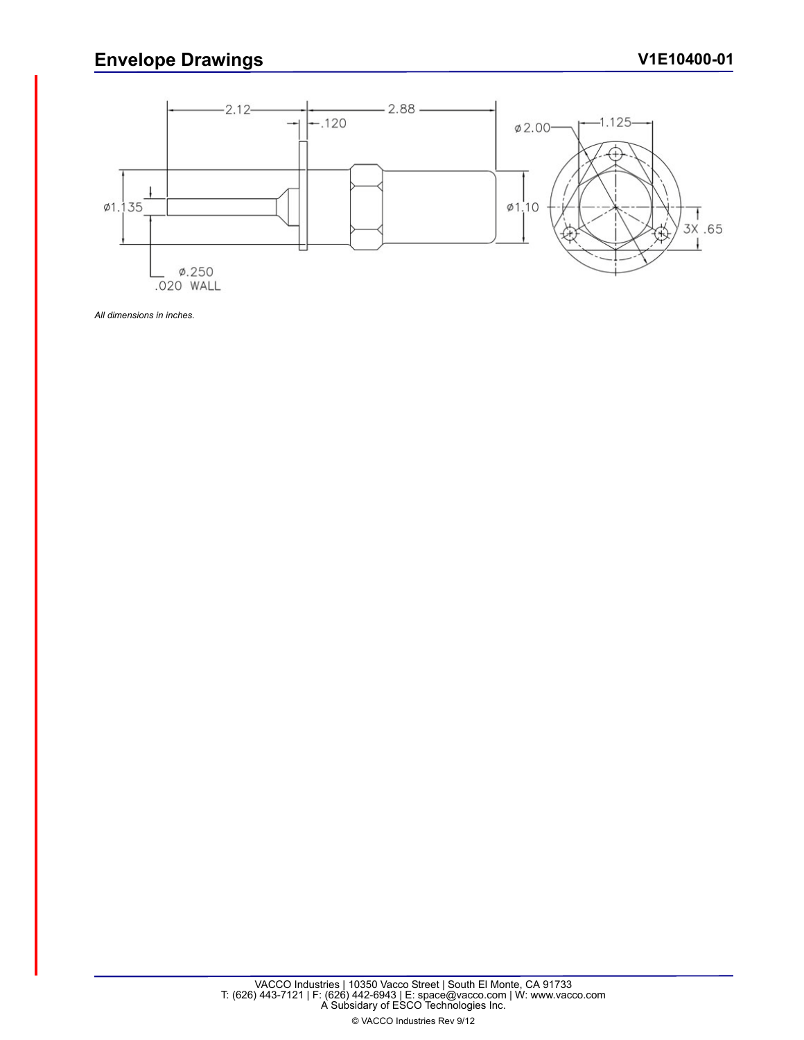## Envelope Drawings

V1E10400-01

2.12

2.88

.120

ø2.00

1.125

ø1.135

ø1.10

3X .65

ø.250
.020 WALL

*All dimensions in inches.*

VACCO Industries | 10350 Vacco Street | South El Monte, CA 91733
T: (626) 443-7121 | F: (626) 442-6943 | E: space@vacco.com | W: www.vacco.com
A Subsidary of ESCO Technologies Inc.

© VACCO Industries Rev 9/12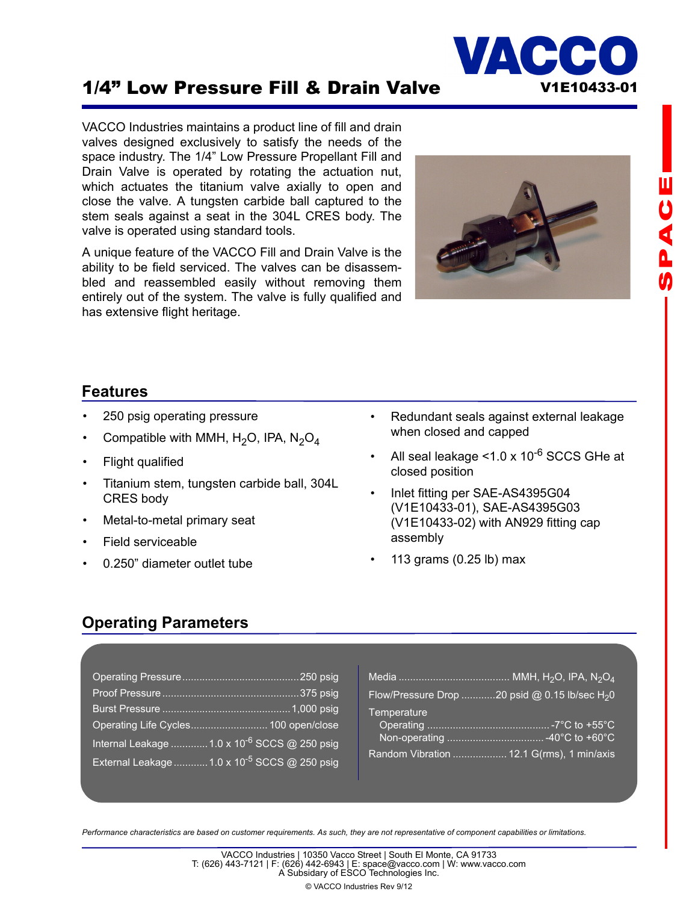# 1/4" Low Pressure Fill & Drain Valve

**VACCO**
**V1E10433-01**

VACCO Industries maintains a product line of fill and drain valves designed exclusively to satisfy the needs of the space industry. The 1/4" Low Pressure Propellant Fill and Drain Valve is operated by rotating the actuation nut, which actuates the titanium valve axially to open and close the valve. A tungsten carbide ball captured to the stem seals against a seat in the 304L CRES body. The valve is operated using standard tools.

A unique feature of the VACCO Fill and Drain Valve is the ability to be field serviced. The valves can be disassembled and reassembled easily without removing them entirely out of the system. The valve is fully qualified and has extensive flight heritage.

## Features

- 250 psig operating pressure
- Compatible with MMH, $H_2O$, IPA, $N_2O_4$
- Flight qualified
- Titanium stem, tungsten carbide ball, 304L CRES body
- Metal-to-metal primary seat
- Field serviceable
- 0.250" diameter outlet tube
- Redundant seals against external leakage when closed and capped
- All seal leakage <1.0 x $10^{-6}$ SCCS GHe at closed position
- Inlet fitting per SAE-AS4395G04 (V1E10433-01), SAE-AS4395G03 (V1E10433-02) with AN929 fitting cap assembly
- 113 grams (0.25 lb) max

## Operating Parameters

| Parameter | Value |
|---|---|
| Operating Pressure | 250 psig |
| Proof Pressure | 375 psig |
| Burst Pressure | 1,000 psig |
| Operating Life Cycles | 100 open/close |
| Internal Leakage | 1.0 x $10^{-6}$ SCCS @ 250 psig |
| External Leakage | 1.0 x $10^{-5}$ SCCS @ 250 psig |
| Media | MMH, $H_2O$, IPA, $N_2O_4$ |
| Flow/Pressure Drop | 20 psid @ 0.15 lb/sec $H_20$ |
| Temperature – Operating | -7°C to +55°C |
| Temperature – Non-operating | -40°C to +60°C |
| Random Vibration | 12.1 G(rms), 1 min/axis |

*Performance characteristics are based on customer requirements. As such, they are not representative of component capabilities or limitations.*

VACCO Industries | 10350 Vacco Street | South El Monte, CA 91733
T: (626) 443-7121 | F: (626) 442-6943 | E: space@vacco.com | W: www.vacco.com
A Subsidiary of ESCO Technologies Inc.

© VACCO Industries Rev 9/12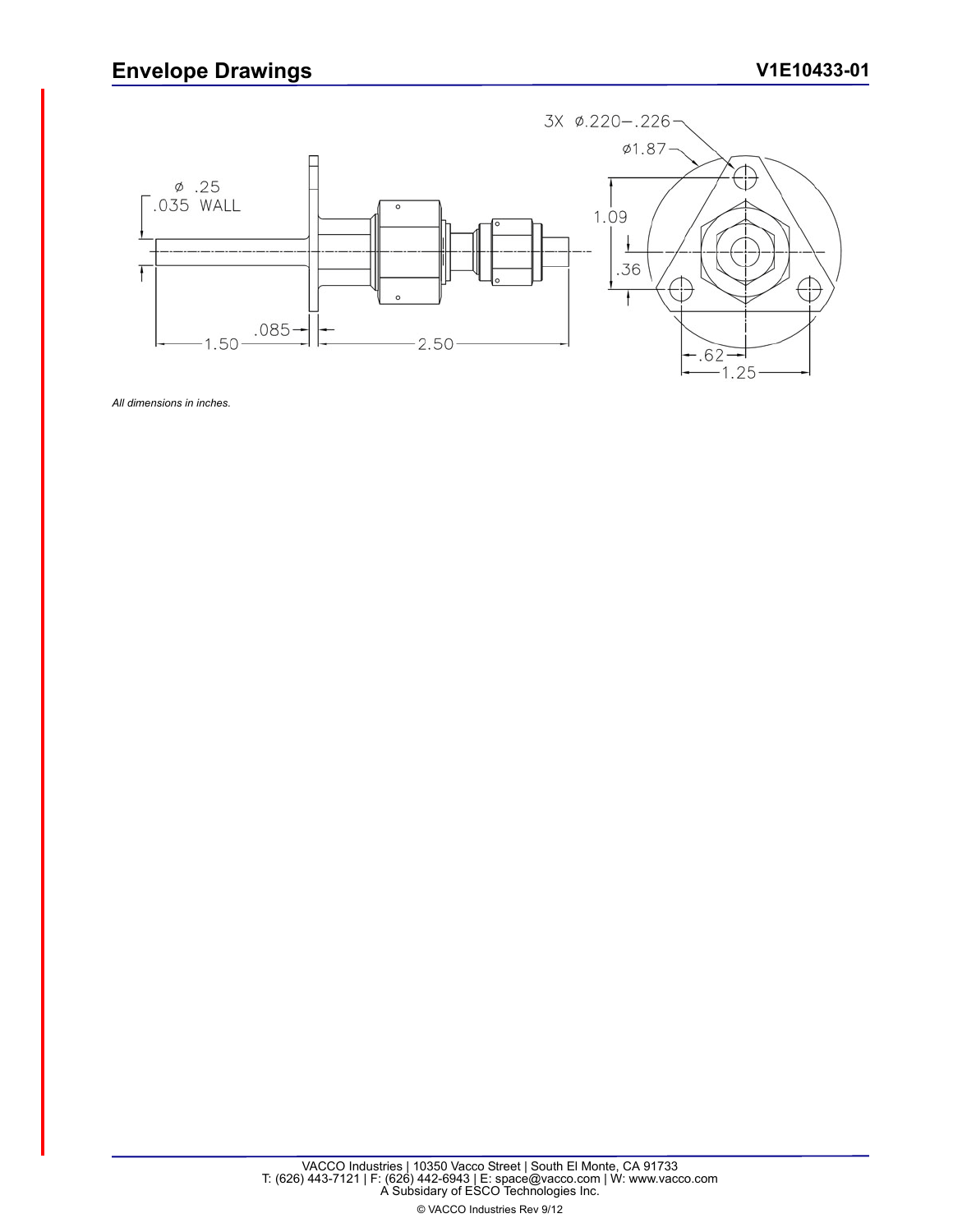## Envelope Drawings

**V1E10433-01**

3X Ø.220–.226

Ø1.87

Ø .25
.035 WALL

1.09

.36

.085

1.50

2.50

.62

1.25

*All dimensions in inches.*

VACCO Industries | 10350 Vacco Street | South El Monte, CA 91733
T: (626) 443-7121 | F: (626) 442-6943 | E: space@vacco.com | W: www.vacco.com
A Subsidary of ESCO Technologies Inc.

© VACCO Industries Rev 9/12